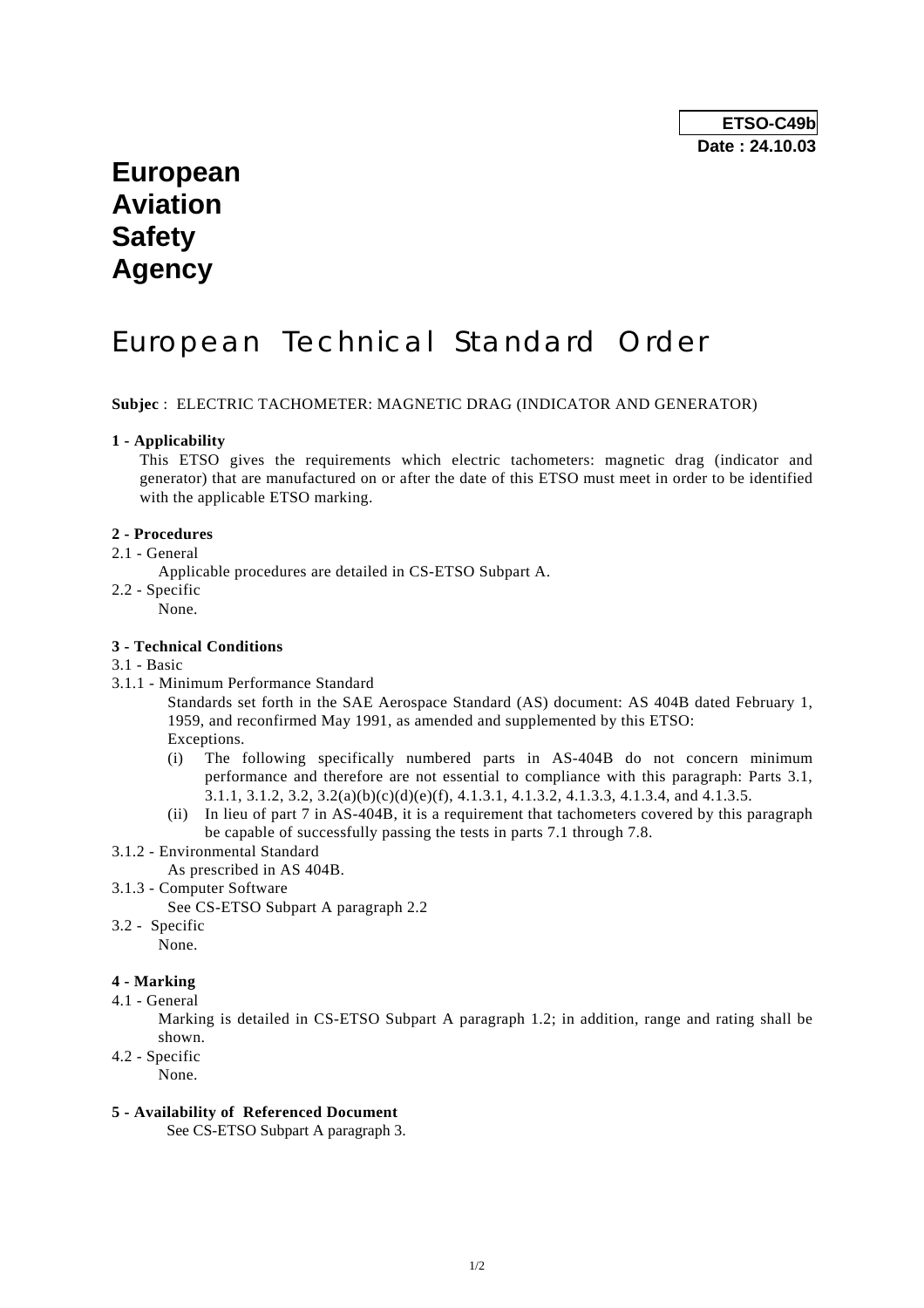**ETSO-C49b**
**Date : 24.10.03**

# European Aviation Safety Agency

# European Technical Standard Order

**Subjec** : ELECTRIC TACHOMETER: MAGNETIC DRAG (INDICATOR AND GENERATOR)

### 1 - Applicability

This ETSO gives the requirements which electric tachometers: magnetic drag (indicator and generator) that are manufactured on or after the date of this ETSO must meet in order to be identified with the applicable ETSO marking.

### 2 - Procedures

2.1 - General

Applicable procedures are detailed in CS-ETSO Subpart A.

2.2 - Specific

None.

### 3 - Technical Conditions

3.1 - Basic

3.1.1 - Minimum Performance Standard

Standards set forth in the SAE Aerospace Standard (AS) document: AS 404B dated February 1, 1959, and reconfirmed May 1991, as amended and supplemented by this ETSO:

Exceptions.

(i) The following specifically numbered parts in AS-404B do not concern minimum performance and therefore are not essential to compliance with this paragraph: Parts 3.1, 3.1.1, 3.1.2, 3.2, 3.2(a)(b)(c)(d)(e)(f), 4.1.3.1, 4.1.3.2, 4.1.3.3, 4.1.3.4, and 4.1.3.5.

(ii) In lieu of part 7 in AS-404B, it is a requirement that tachometers covered by this paragraph be capable of successfully passing the tests in parts 7.1 through 7.8.

3.1.2 - Environmental Standard

As prescribed in AS 404B.

3.1.3 - Computer Software

See CS-ETSO Subpart A paragraph 2.2

3.2 - Specific

None.

### 4 - Marking

4.1 - General

Marking is detailed in CS-ETSO Subpart A paragraph 1.2; in addition, range and rating shall be shown.

4.2 - Specific

None.

### 5 - Availability of Referenced Document

See CS-ETSO Subpart A paragraph 3.